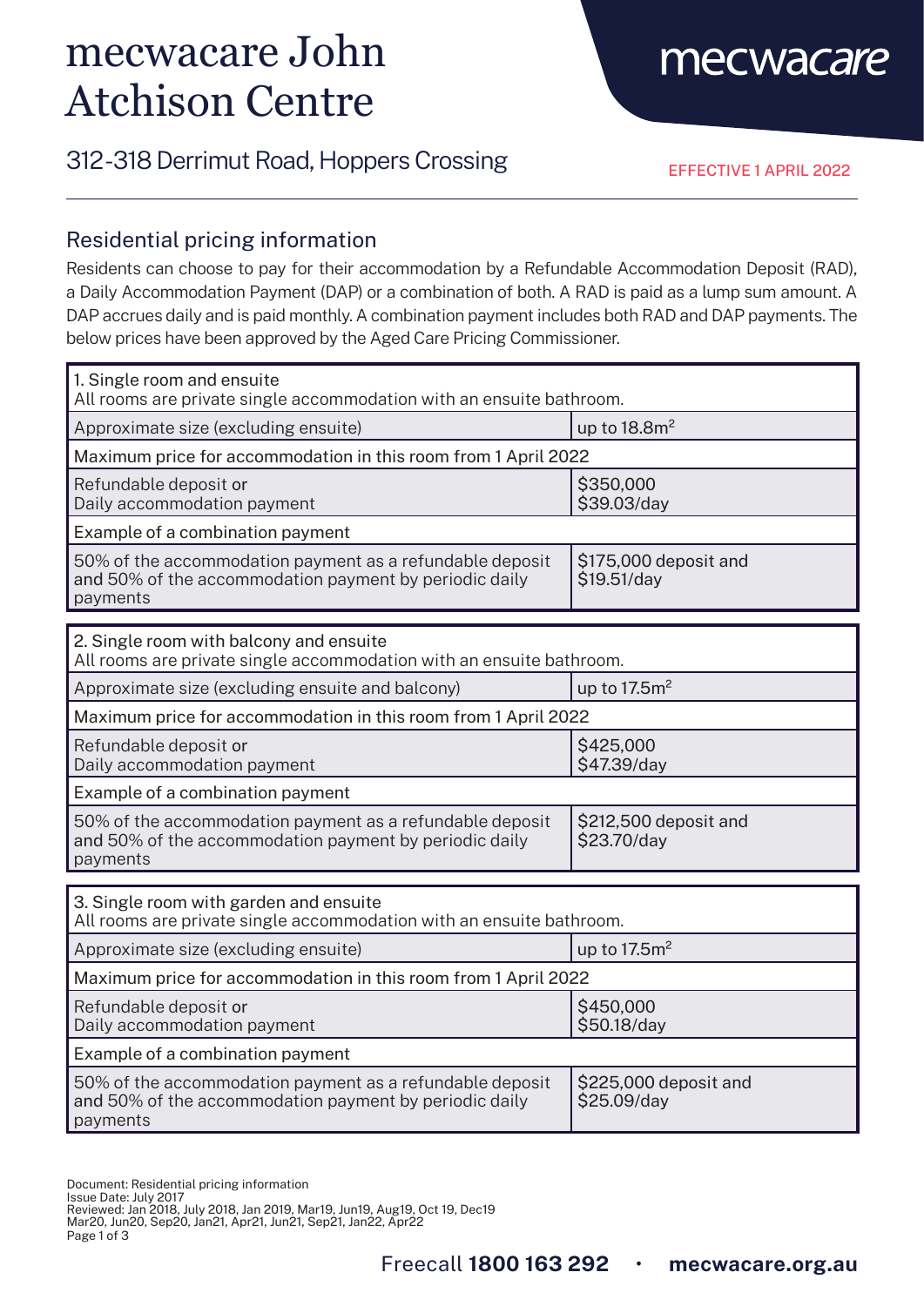# mecwacare John Atchison Centre

mecwacare

312-318 Derrimut Road, Hoppers Crossing

EFFECTIVE 1 APRIL 2022

## Residential pricing information

Residents can choose to pay for their accommodation by a Refundable Accommodation Deposit (RAD), a Daily Accommodation Payment (DAP) or a combination of both. A RAD is paid as a lump sum amount. A DAP accrues daily and is paid monthly. A combination payment includes both RAD and DAP payments. The below prices have been approved by the Aged Care Pricing Commissioner.

| 1. Single room and ensuite<br>All rooms are private single accommodation with an ensuite bathroom. | |
|---|---|
| Approximate size (excluding ensuite) | up to 18.8m² |
| Maximum price for accommodation in this room from 1 April 2022 | |
| Refundable deposit or<br>Daily accommodation payment | $350,000<br>$39.03/day |
| Example of a combination payment | |
| 50% of the accommodation payment as a refundable deposit and 50% of the accommodation payment by periodic daily payments | $175,000 deposit and<br>$19.51/day |

| 2. Single room with balcony and ensuite<br>All rooms are private single accommodation with an ensuite bathroom. | |
|---|---|
| Approximate size (excluding ensuite and balcony) | up to 17.5m² |
| Maximum price for accommodation in this room from 1 April 2022 | |
| Refundable deposit or<br>Daily accommodation payment | $425,000<br>$47.39/day |
| Example of a combination payment | |
| 50% of the accommodation payment as a refundable deposit and 50% of the accommodation payment by periodic daily payments | $212,500 deposit and<br>$23.70/day |

| 3. Single room with garden and ensuite<br>All rooms are private single accommodation with an ensuite bathroom. | |
|---|---|
| Approximate size (excluding ensuite) | up to 17.5m² |
| Maximum price for accommodation in this room from 1 April 2022 | |
| Refundable deposit or<br>Daily accommodation payment | $450,000<br>$50.18/day |
| Example of a combination payment | |
| 50% of the accommodation payment as a refundable deposit and 50% of the accommodation payment by periodic daily payments | $225,000 deposit and<br>$25.09/day |

Document: Residential pricing information
Issue Date: July 2017
Reviewed: Jan 2018, July 2018, Jan 2019, Mar19, Jun19, Aug19, Oct 19, Dec19
Mar20, Jun20, Sep20, Jan21, Apr21, Jun21, Sep21, Jan22, Apr22

Freecall **1800 163 292** • **mecwacare.org.au**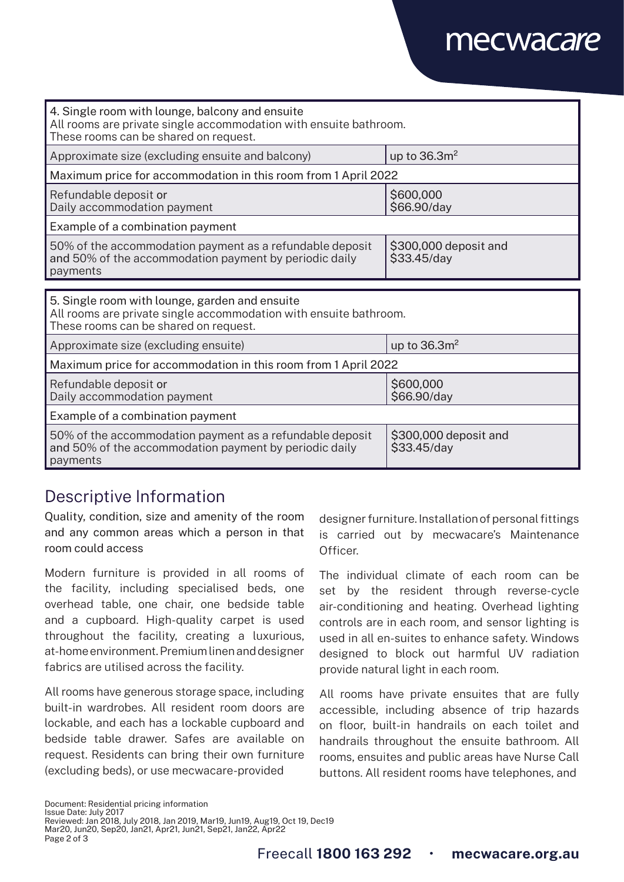| 4. Single room with lounge, balcony and ensuite<br>All rooms are private single accommodation with ensuite bathroom.<br>These rooms can be shared on request. | |
|---|---|
| Approximate size (excluding ensuite and balcony) | up to 36.3m$^2$ |
| Maximum price for accommodation in this room from 1 April 2022 | |
| Refundable deposit or<br>Daily accommodation payment | $600,000<br>$66.90/day |
| Example of a combination payment | |
| 50% of the accommodation payment as a refundable deposit and 50% of the accommodation payment by periodic daily payments | $300,000 deposit and $33.45/day |

| 5. Single room with lounge, garden and ensuite<br>All rooms are private single accommodation with ensuite bathroom.<br>These rooms can be shared on request. | |
|---|---|
| Approximate size (excluding ensuite) | up to 36.3m$^2$ |
| Maximum price for accommodation in this room from 1 April 2022 | |
| Refundable deposit or<br>Daily accommodation payment | $600,000<br>$66.90/day |
| Example of a combination payment | |
| 50% of the accommodation payment as a refundable deposit and 50% of the accommodation payment by periodic daily payments | $300,000 deposit and $33.45/day |

## Descriptive Information

Quality, condition, size and amenity of the room and any common areas which a person in that room could access

Modern furniture is provided in all rooms of the facility, including specialised beds, one overhead table, one chair, one bedside table and a cupboard. High-quality carpet is used throughout the facility, creating a luxurious, at-home environment. Premium linen and designer fabrics are utilised across the facility.

All rooms have generous storage space, including built-in wardrobes. All resident room doors are lockable, and each has a lockable cupboard and bedside table drawer. Safes are available on request. Residents can bring their own furniture (excluding beds), or use mecwacare-provided designer furniture. Installation of personal fittings is carried out by mecwacare's Maintenance Officer.

The individual climate of each room can be set by the resident through reverse-cycle air-conditioning and heating. Overhead lighting controls are in each room, and sensor lighting is used in all en-suites to enhance safety. Windows designed to block out harmful UV radiation provide natural light in each room.

All rooms have private ensuites that are fully accessible, including absence of trip hazards on floor, built-in handrails on each toilet and handrails throughout the ensuite bathroom. All rooms, ensuites and public areas have Nurse Call buttons. All resident rooms have telephones, and

Document: Residential pricing information
Issue Date: July 2017
Reviewed: Jan 2018, July 2018, Jan 2019, Mar19, Jun19, Aug19, Oct 19, Dec19
Mar20, Jun20, Sep20, Jan21, Apr21, Jun21, Sep21, Jan22, Apr22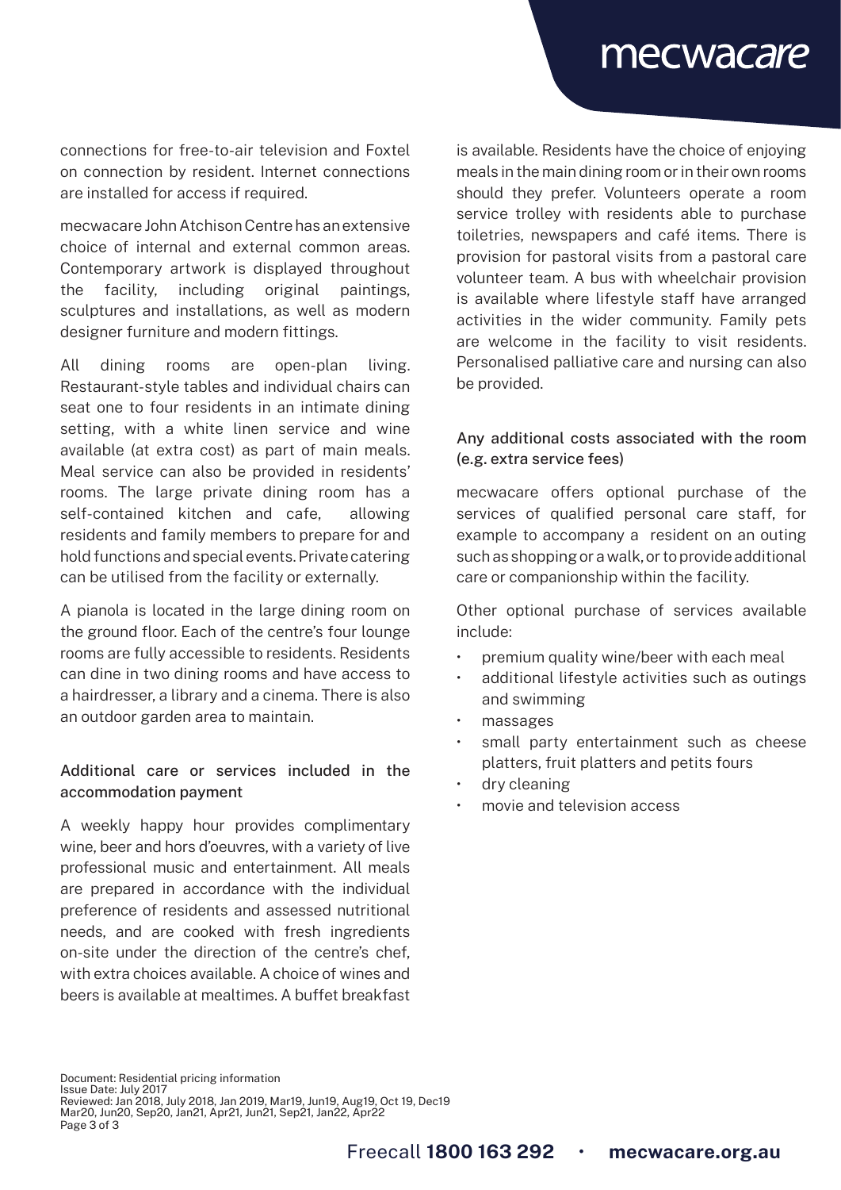connections for free-to-air television and Foxtel on connection by resident. Internet connections are installed for access if required.

mecwacare John Atchison Centre has an extensive choice of internal and external common areas. Contemporary artwork is displayed throughout the facility, including original paintings, sculptures and installations, as well as modern designer furniture and modern fittings.

All dining rooms are open-plan living. Restaurant-style tables and individual chairs can seat one to four residents in an intimate dining setting, with a white linen service and wine available (at extra cost) as part of main meals. Meal service can also be provided in residents' rooms. The large private dining room has a self-contained kitchen and cafe, allowing residents and family members to prepare for and hold functions and special events. Private catering can be utilised from the facility or externally.

A pianola is located in the large dining room on the ground floor. Each of the centre's four lounge rooms are fully accessible to residents. Residents can dine in two dining rooms and have access to a hairdresser, a library and a cinema. There is also an outdoor garden area to maintain.

### Additional care or services included in the accommodation payment

A weekly happy hour provides complimentary wine, beer and hors d'oeuvres, with a variety of live professional music and entertainment. All meals are prepared in accordance with the individual preference of residents and assessed nutritional needs, and are cooked with fresh ingredients on-site under the direction of the centre's chef, with extra choices available. A choice of wines and beers is available at mealtimes. A buffet breakfast is available. Residents have the choice of enjoying meals in the main dining room or in their own rooms should they prefer. Volunteers operate a room service trolley with residents able to purchase toiletries, newspapers and café items. There is provision for pastoral visits from a pastoral care volunteer team. A bus with wheelchair provision is available where lifestyle staff have arranged activities in the wider community. Family pets are welcome in the facility to visit residents. Personalised palliative care and nursing can also be provided.

### Any additional costs associated with the room (e.g. extra service fees)

mecwacare offers optional purchase of the services of qualified personal care staff, for example to accompany a resident on an outing such as shopping or a walk, or to provide additional care or companionship within the facility.

Other optional purchase of services available include:

- premium quality wine/beer with each meal
- additional lifestyle activities such as outings and swimming
- massages
- small party entertainment such as cheese platters, fruit platters and petits fours
- dry cleaning
- movie and television access

Document: Residential pricing information
Issue Date: July 2017
Reviewed: Jan 2018, July 2018, Jan 2019, Mar19, Jun19, Aug19, Oct 19, Dec19
Mar20, Jun20, Sep20, Jan21, Apr21, Jun21, Sep21, Jan22, Apr22